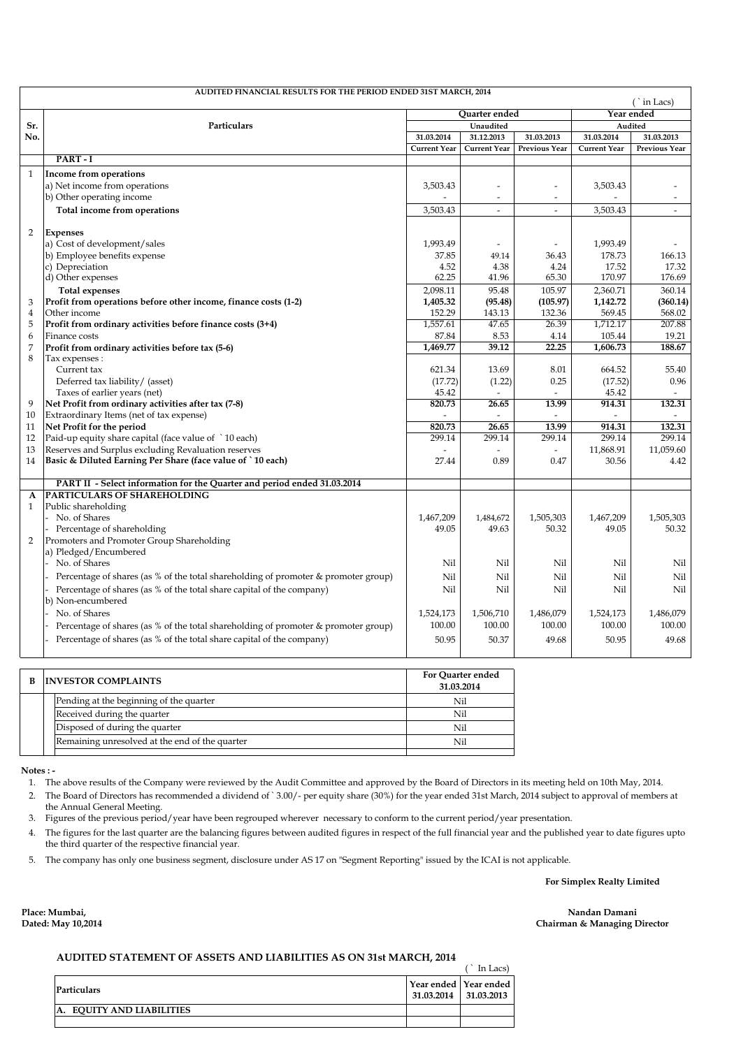## AUDITED FINANCIAL RESULTS FOR THE PERIOD ENDED 31ST MARCH, 2014

(` in Lacs)

| Sr. No. | Particulars | Quarter ended | | | Year ended | |
|---|---|---|---|---|---|---|
| | | Unaudited | | | Audited | |
| | | 31.03.2014 | 31.12.2013 | 31.03.2013 | 31.03.2014 | 31.03.2013 |
| | | Current Year | Current Year | Previous Year | Current Year | Previous Year |
| | **PART - I** | | | | | |
| 1 | **Income from operations** | | | | | |
| | a) Net income from operations | 3,503.43 | - | - | 3,503.43 | - |
| | b) Other operating income | - | - | - | - | - |
| | **Total income from operations** | 3,503.43 | - | - | 3,503.43 | - |
| 2 | **Expenses** | | | | | |
| | a) Cost of development/sales | 1,993.49 | - | - | 1,993.49 | - |
| | b) Employee benefits expense | 37.85 | 49.14 | 36.43 | 178.73 | 166.13 |
| | c) Depreciation | 4.52 | 4.38 | 4.24 | 17.52 | 17.32 |
| | d) Other expenses | 62.25 | 41.96 | 65.30 | 170.97 | 176.69 |
| | **Total expenses** | 2,098.11 | 95.48 | 105.97 | 2,360.71 | 360.14 |
| 3 | **Profit from operations before other income, finance costs (1-2)** | **1,405.32** | **(95.48)** | **(105.97)** | **1,142.72** | **(360.14)** |
| 4 | Other income | 152.29 | 143.13 | 132.36 | 569.45 | 568.02 |
| 5 | **Profit from ordinary activities before finance costs (3+4)** | 1,557.61 | 47.65 | 26.39 | 1,712.17 | 207.88 |
| 6 | Finance costs | 87.84 | 8.53 | 4.14 | 105.44 | 19.21 |
| 7 | **Profit from ordinary activities before tax (5-6)** | **1,469.77** | **39.12** | **22.25** | **1,606.73** | **188.67** |
| 8 | Tax expenses : | | | | | |
| | Current tax | 621.34 | 13.69 | 8.01 | 664.52 | 55.40 |
| | Deferred tax liability/ (asset) | (17.72) | (1.22) | 0.25 | (17.52) | 0.96 |
| | Taxes of earlier years (net) | 45.42 | - | - | 45.42 | - |
| 9 | **Net Profit from ordinary activities after tax (7-8)** | **820.73** | **26.65** | **13.99** | **914.31** | **132.31** |
| 10 | Extraordinary Items (net of tax expense) | - | - | - | - | - |
| 11 | **Net Profit for the period** | **820.73** | **26.65** | **13.99** | **914.31** | **132.31** |
| 12 | Paid-up equity share capital (face value of ` 10 each) | 299.14 | 299.14 | 299.14 | 299.14 | 299.14 |
| 13 | Reserves and Surplus excluding Revaluation reserves | - | - | - | 11,868.91 | 11,059.60 |
| 14 | **Basic & Diluted Earning Per Share (face value of ` 10 each)** | 27.44 | 0.89 | 0.47 | 30.56 | 4.42 |
| | **PART II - Select information for the Quarter and period ended 31.03.2014** | | | | | |
| A | **PARTICULARS OF SHAREHOLDING** | | | | | |
| 1 | Public shareholding | | | | | |
| | - No. of Shares | 1,467,209 | 1,484,672 | 1,505,303 | 1,467,209 | 1,505,303 |
| | - Percentage of shareholding | 49.05 | 49.63 | 50.32 | 49.05 | 50.32 |
| 2 | Promoters and Promoter Group Shareholding | | | | | |
| | a) Pledged/Encumbered | | | | | |
| | - No. of Shares | Nil | Nil | Nil | Nil | Nil |
| | - Percentage of shares (as % of the total shareholding of promoter & promoter group) | Nil | Nil | Nil | Nil | Nil |
| | - Percentage of shares (as % of the total share capital of the company) | Nil | Nil | Nil | Nil | Nil |
| | b) Non-encumbered | | | | | |
| | - No. of Shares | 1,524,173 | 1,506,710 | 1,486,079 | 1,524,173 | 1,486,079 |
| | - Percentage of shares (as % of the total shareholding of promoter & promoter group) | 100.00 | 100.00 | 100.00 | 100.00 | 100.00 |
| | - Percentage of shares (as % of the total share capital of the company) | 50.95 | 50.37 | 49.68 | 50.95 | 49.68 |

| B | INVESTOR COMPLAINTS | For Quarter ended 31.03.2014 |
|---|---|---|
| | Pending at the beginning of the quarter | Nil |
| | Received during the quarter | Nil |
| | Disposed of during the quarter | Nil |
| | Remaining unresolved at the end of the quarter | Nil |

**Notes : -**

1. The above results of the Company were reviewed by the Audit Committee and approved by the Board of Directors in its meeting held on 10th May, 2014.
2. The Board of Directors has recommended a dividend of ` 3.00/- per equity share (30%) for the year ended 31st March, 2014 subject to approval of members at the Annual General Meeting.
3. Figures of the previous period/year have been regrouped wherever necessary to conform to the current period/year presentation.
4. The figures for the last quarter are the balancing figures between audited figures in respect of the full financial year and the published year to date figures upto the third quarter of the respective financial year.
5. The company has only one business segment, disclosure under AS 17 on "Segment Reporting" issued by the ICAI is not applicable.

**For Simplex Realty Limited**

**Place: Mumbai,**
**Dated: May 10,2014**

**Nandan Damani**
**Chairman & Managing Director**

### AUDITED STATEMENT OF ASSETS AND LIABILITIES AS ON 31st MARCH, 2014

(` In Lacs)

| Particulars | Year ended 31.03.2014 | Year ended 31.03.2013 |
|---|---|---|
| **A. EQUITY AND LIABILITIES** | | |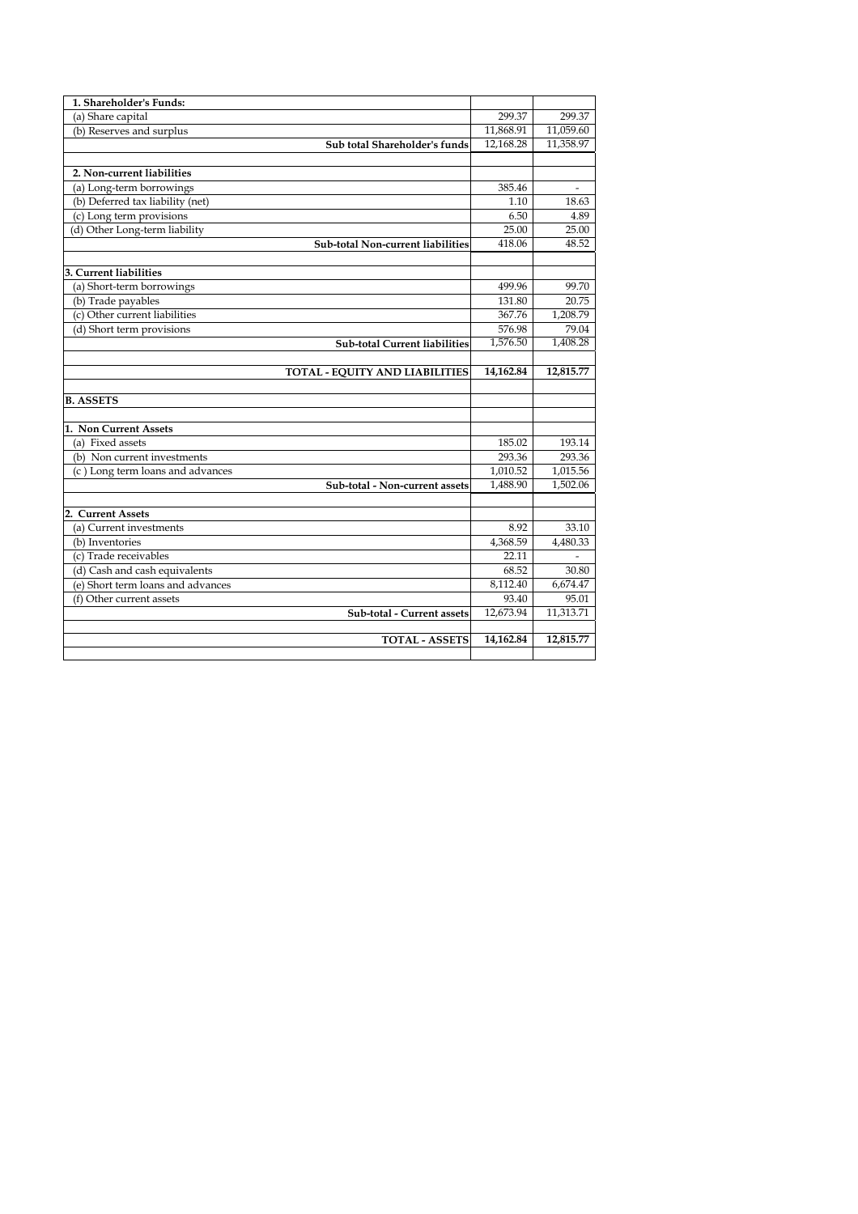| | | |
|---|---|---|
| **1. Shareholder's Funds:** | | |
| (a) Share capital | 299.37 | 299.37 |
| (b) Reserves and surplus | 11,868.91 | 11,059.60 |
| **Sub total Shareholder's funds** | 12,168.28 | 11,358.97 |
| | | |
| **2. Non-current liabilities** | | |
| (a) Long-term borrowings | 385.46 | - |
| (b) Deferred tax liability (net) | 1.10 | 18.63 |
| (c) Long term provisions | 6.50 | 4.89 |
| (d) Other Long-term liability | 25.00 | 25.00 |
| **Sub-total Non-current liabilities** | 418.06 | 48.52 |
| | | |
| **3. Current liabilities** | | |
| (a) Short-term borrowings | 499.96 | 99.70 |
| (b) Trade payables | 131.80 | 20.75 |
| (c) Other current liabilities | 367.76 | 1,208.79 |
| (d) Short term provisions | 576.98 | 79.04 |
| **Sub-total Current liabilities** | 1,576.50 | 1,408.28 |
| | | |
| **TOTAL - EQUITY AND LIABILITIES** | **14,162.84** | **12,815.77** |
| | | |
| **B. ASSETS** | | |
| | | |
| **1. Non Current Assets** | | |
| (a) Fixed assets | 185.02 | 193.14 |
| (b) Non current investments | 293.36 | 293.36 |
| (c ) Long term loans and advances | 1,010.52 | 1,015.56 |
| **Sub-total - Non-current assets** | 1,488.90 | 1,502.06 |
| | | |
| **2. Current Assets** | | |
| (a) Current investments | 8.92 | 33.10 |
| (b) Inventories | 4,368.59 | 4,480.33 |
| (c) Trade receivables | 22.11 | - |
| (d) Cash and cash equivalents | 68.52 | 30.80 |
| (e) Short term loans and advances | 8,112.40 | 6,674.47 |
| (f) Other current assets | 93.40 | 95.01 |
| **Sub-total - Current assets** | 12,673.94 | 11,313.71 |
| | | |
| **TOTAL - ASSETS** | **14,162.84** | **12,815.77** |